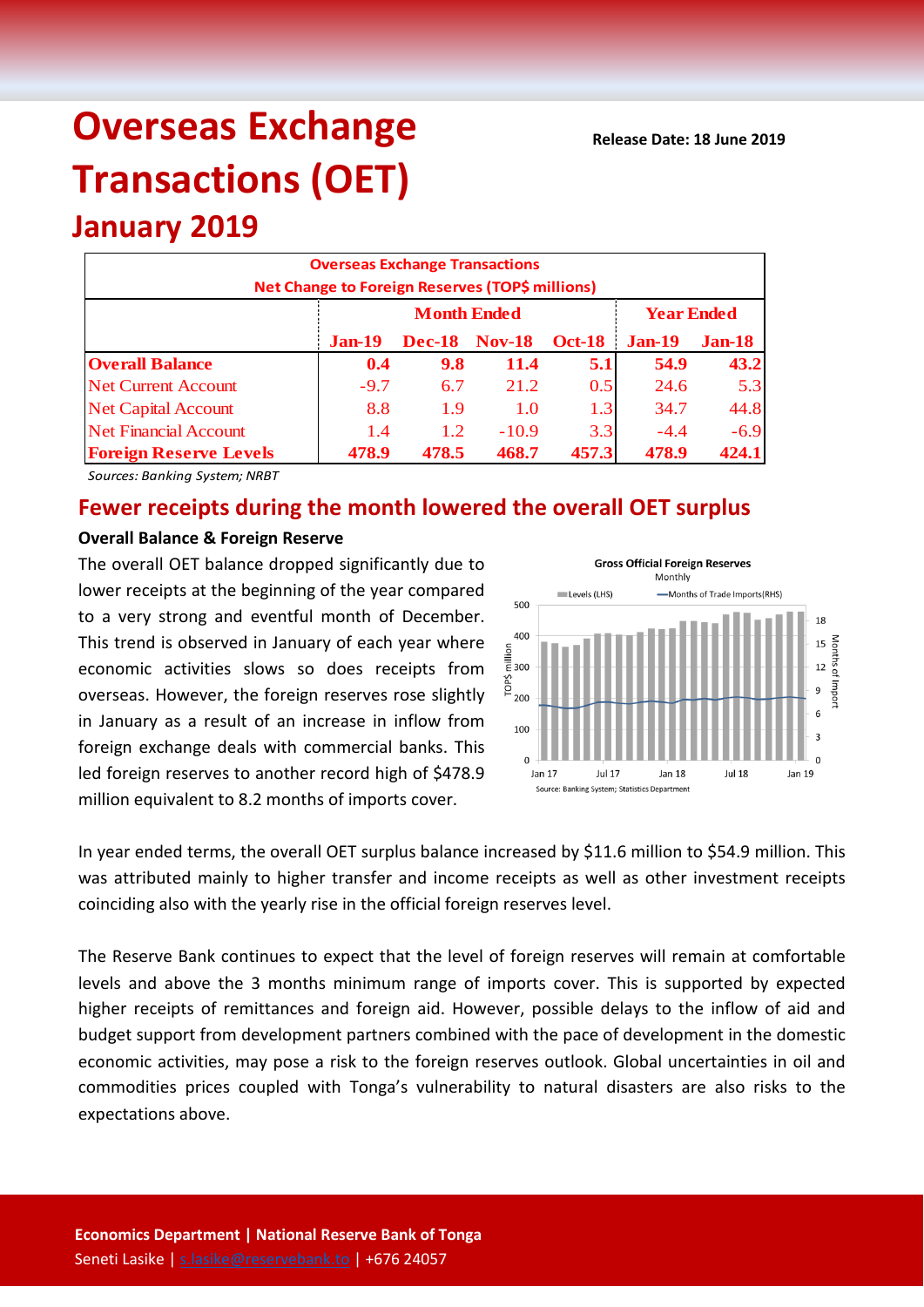# Overseas Exchange Transactions (OET)

**Release Date: 18 June 2019**

## January 2019

| Overseas Exchange Transactions<br>Net Change to Foreign Reserves (TOP$ millions) | Month Ended | | | | Year Ended | |
|---|---|---|---|---|---|---|
| | **Jan-19** | **Dec-18** | **Nov-18** | **Oct-18** | **Jan-19** | **Jan-18** |
| **Overall Balance** | **0.4** | **9.8** | **11.4** | **5.1** | **54.9** | **43.2** |
| Net Current Account | -9.7 | 6.7 | 21.2 | 0.5 | 24.6 | 5.3 |
| Net Capital Account | 8.8 | 1.9 | 1.0 | 1.3 | 34.7 | 44.8 |
| Net Financial Account | 1.4 | 1.2 | -10.9 | 3.3 | -4.4 | -6.9 |
| **Foreign Reserve Levels** | **478.9** | **478.5** | **468.7** | **457.3** | **478.9** | **424.1** |

*Sources: Banking System; NRBT*

## Fewer receipts during the month lowered the overall OET surplus

### Overall Balance & Foreign Reserve

The overall OET balance dropped significantly due to lower receipts at the beginning of the year compared to a very strong and eventful month of December. This trend is observed in January of each year where economic activities slows so does receipts from overseas. However, the foreign reserves rose slightly in January as a result of an increase in inflow from foreign exchange deals with commercial banks. This led foreign reserves to another record high of $478.9 million equivalent to 8.2 months of imports cover.

In year ended terms, the overall OET surplus balance increased by $11.6 million to $54.9 million. This was attributed mainly to higher transfer and income receipts as well as other investment receipts coinciding also with the yearly rise in the official foreign reserves level.

The Reserve Bank continues to expect that the level of foreign reserves will remain at comfortable levels and above the 3 months minimum range of imports cover. This is supported by expected higher receipts of remittances and foreign aid. However, possible delays to the inflow of aid and budget support from development partners combined with the pace of development in the domestic economic activities, may pose a risk to the foreign reserves outlook. Global uncertainties in oil and commodities prices coupled with Tonga's vulnerability to natural disasters are also risks to the expectations above.

**Economics Department | National Reserve Bank of Tonga**
Seneti Lasike | s.lasike@reservebank.to | +676 24057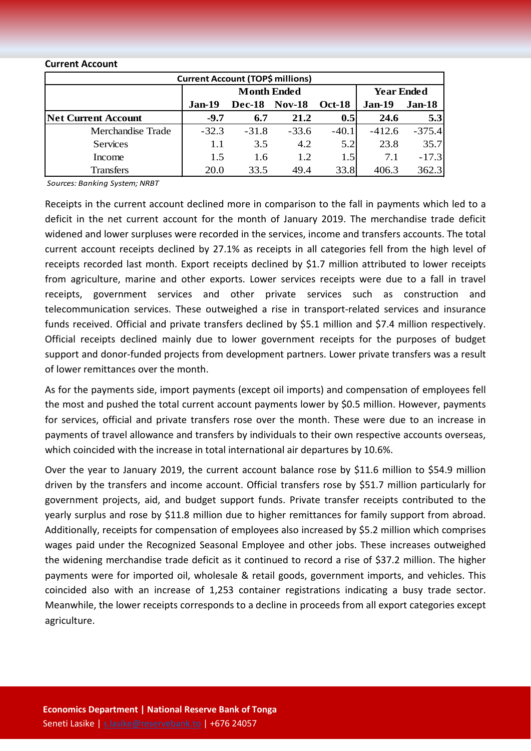**Current Account**

| Current Account (TOP$ millions) | | | | | | |
|---|---|---|---|---|---|---|
| | Month Ended | | | | Year Ended | |
| | Jan-19 | Dec-18 | Nov-18 | Oct-18 | Jan-19 | Jan-18 |
| **Net Current Account** | **-9.7** | **6.7** | **21.2** | **0.5** | **24.6** | **5.3** |
| Merchandise Trade | -32.3 | -31.8 | -33.6 | -40.1 | -412.6 | -375.4 |
| Services | 1.1 | 3.5 | 4.2 | 5.2 | 23.8 | 35.7 |
| Income | 1.5 | 1.6 | 1.2 | 1.5 | 7.1 | -17.3 |
| Transfers | 20.0 | 33.5 | 49.4 | 33.8 | 406.3 | 362.3 |

*Sources: Banking System; NRBT*

Receipts in the current account declined more in comparison to the fall in payments which led to a deficit in the net current account for the month of January 2019. The merchandise trade deficit widened and lower surpluses were recorded in the services, income and transfers accounts. The total current account receipts declined by 27.1% as receipts in all categories fell from the high level of receipts recorded last month. Export receipts declined by $1.7 million attributed to lower receipts from agriculture, marine and other exports. Lower services receipts were due to a fall in travel receipts, government services and other private services such as construction and telecommunication services. These outweighed a rise in transport-related services and insurance funds received. Official and private transfers declined by $5.1 million and $7.4 million respectively. Official receipts declined mainly due to lower government receipts for the purposes of budget support and donor-funded projects from development partners. Lower private transfers was a result of lower remittances over the month.

As for the payments side, import payments (except oil imports) and compensation of employees fell the most and pushed the total current account payments lower by $0.5 million. However, payments for services, official and private transfers rose over the month. These were due to an increase in payments of travel allowance and transfers by individuals to their own respective accounts overseas, which coincided with the increase in total international air departures by 10.6%.

Over the year to January 2019, the current account balance rose by $11.6 million to $54.9 million driven by the transfers and income account. Official transfers rose by $51.7 million particularly for government projects, aid, and budget support funds. Private transfer receipts contributed to the yearly surplus and rose by $11.8 million due to higher remittances for family support from abroad. Additionally, receipts for compensation of employees also increased by $5.2 million which comprises wages paid under the Recognized Seasonal Employee and other jobs. These increases outweighed the widening merchandise trade deficit as it continued to record a rise of $37.2 million. The higher payments were for imported oil, wholesale & retail goods, government imports, and vehicles. This coincided also with an increase of 1,253 container registrations indicating a busy trade sector. Meanwhile, the lower receipts corresponds to a decline in proceeds from all export categories except agriculture.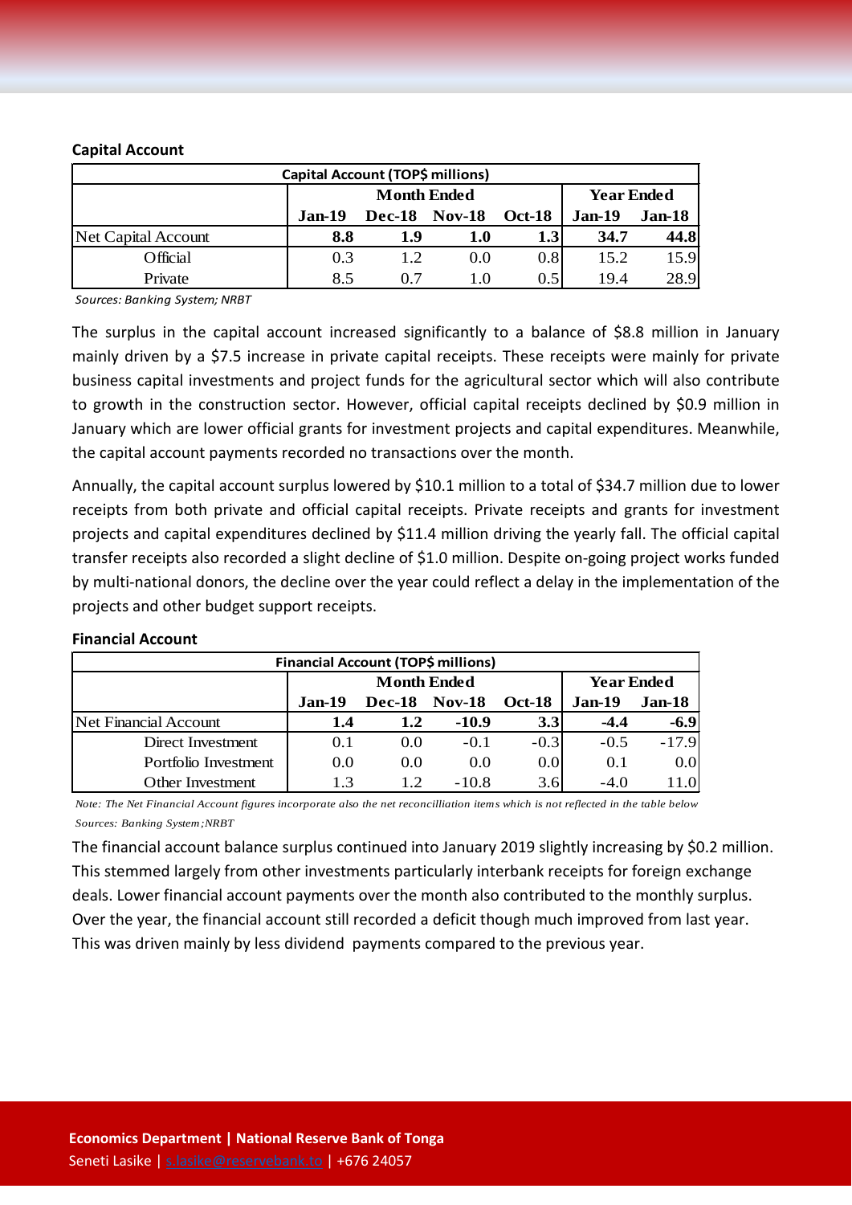### Capital Account

| Capital Account (TOP$ millions) | | | | | | |
|---|---|---|---|---|---|---|
| | Month Ended | | | | Year Ended | |
| | **Jan-19** | **Dec-18** | **Nov-18** | **Oct-18** | **Jan-19** | **Jan-18** |
| Net Capital Account | **8.8** | **1.9** | **1.0** | **1.3** | **34.7** | **44.8** |
| Official | 0.3 | 1.2 | 0.0 | 0.8 | 15.2 | 15.9 |
| Private | 8.5 | 0.7 | 1.0 | 0.5 | 19.4 | 28.9 |

*Sources: Banking System; NRBT*

The surplus in the capital account increased significantly to a balance of $8.8 million in January mainly driven by a $7.5 increase in private capital receipts. These receipts were mainly for private business capital investments and project funds for the agricultural sector which will also contribute to growth in the construction sector. However, official capital receipts declined by $0.9 million in January which are lower official grants for investment projects and capital expenditures. Meanwhile, the capital account payments recorded no transactions over the month.

Annually, the capital account surplus lowered by $10.1 million to a total of $34.7 million due to lower receipts from both private and official capital receipts. Private receipts and grants for investment projects and capital expenditures declined by $11.4 million driving the yearly fall. The official capital transfer receipts also recorded a slight decline of $1.0 million. Despite on-going project works funded by multi-national donors, the decline over the year could reflect a delay in the implementation of the projects and other budget support receipts.

### Financial Account

| Financial Account (TOP$ millions) | | | | | | |
|---|---|---|---|---|---|---|
| | Month Ended | | | | Year Ended | |
| | **Jan-19** | **Dec-18** | **Nov-18** | **Oct-18** | **Jan-19** | **Jan-18** |
| Net Financial Account | **1.4** | **1.2** | **-10.9** | **3.3** | **-4.4** | **-6.9** |
| Direct Investment | 0.1 | 0.0 | -0.1 | -0.3 | -0.5 | -17.9 |
| Portfolio Investment | 0.0 | 0.0 | 0.0 | 0.0 | 0.1 | 0.0 |
| Other Investment | 1.3 | 1.2 | -10.8 | 3.6 | -4.0 | 11.0 |

*Note: The Net Financial Account figures incorporate also the net reconcilliation items which is not reflected in the table below*

*Sources: Banking System;NRBT*

The financial account balance surplus continued into January 2019 slightly increasing by $0.2 million. This stemmed largely from other investments particularly interbank receipts for foreign exchange deals. Lower financial account payments over the month also contributed to the monthly surplus. Over the year, the financial account still recorded a deficit though much improved from last year. This was driven mainly by less dividend payments compared to the previous year.

**Economics Department | National Reserve Bank of Tonga**

Seneti Lasike | s.lasike@reservebank.to | +676 24057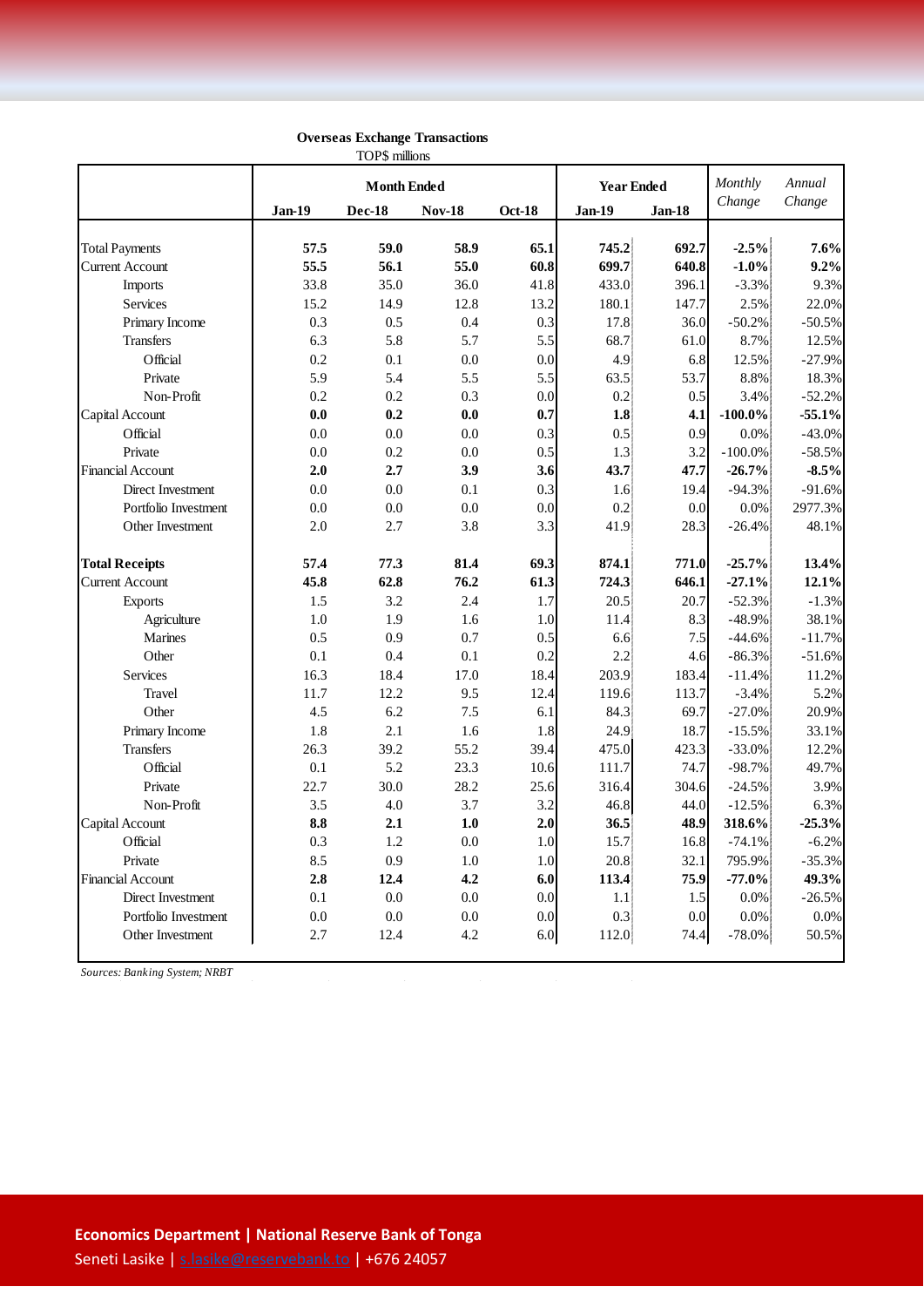**Overseas Exchange Transactions**
TOP$ millions

| | Month Ended | | | | Year Ended | | *Monthly Change* | *Annual Change* |
|---|---|---|---|---|---|---|---|---|
| | **Jan-19** | **Dec-18** | **Nov-18** | **Oct-18** | **Jan-19** | **Jan-18** | | |
| Total Payments | **57.5** | **59.0** | **58.9** | **65.1** | **745.2** | **692.7** | **-2.5%** | **7.6%** |
| Current Account | **55.5** | **56.1** | **55.0** | **60.8** | **699.7** | **640.8** | **-1.0%** | **9.2%** |
| Imports | 33.8 | 35.0 | 36.0 | 41.8 | 433.0 | 396.1 | -3.3% | 9.3% |
| Services | 15.2 | 14.9 | 12.8 | 13.2 | 180.1 | 147.7 | 2.5% | 22.0% |
| Primary Income | 0.3 | 0.5 | 0.4 | 0.3 | 17.8 | 36.0 | -50.2% | -50.5% |
| Transfers | 6.3 | 5.8 | 5.7 | 5.5 | 68.7 | 61.0 | 8.7% | 12.5% |
| Official | 0.2 | 0.1 | 0.0 | 0.0 | 4.9 | 6.8 | 12.5% | -27.9% |
| Private | 5.9 | 5.4 | 5.5 | 5.5 | 63.5 | 53.7 | 8.8% | 18.3% |
| Non-Profit | 0.2 | 0.2 | 0.3 | 0.0 | 0.2 | 0.5 | 3.4% | -52.2% |
| Capital Account | **0.0** | **0.2** | **0.0** | **0.7** | **1.8** | **4.1** | **-100.0%** | **-55.1%** |
| Official | 0.0 | 0.0 | 0.0 | 0.3 | 0.5 | 0.9 | 0.0% | -43.0% |
| Private | 0.0 | 0.2 | 0.0 | 0.5 | 1.3 | 3.2 | -100.0% | -58.5% |
| Financial Account | **2.0** | **2.7** | **3.9** | **3.6** | **43.7** | **47.7** | **-26.7%** | **-8.5%** |
| Direct Investment | 0.0 | 0.0 | 0.1 | 0.3 | 1.6 | 19.4 | -94.3% | -91.6% |
| Portfolio Investment | 0.0 | 0.0 | 0.0 | 0.0 | 0.2 | 0.0 | 0.0% | 2977.3% |
| Other Investment | 2.0 | 2.7 | 3.8 | 3.3 | 41.9 | 28.3 | -26.4% | 48.1% |
| **Total Receipts** | **57.4** | **77.3** | **81.4** | **69.3** | **874.1** | **771.0** | **-25.7%** | **13.4%** |
| Current Account | **45.8** | **62.8** | **76.2** | **61.3** | **724.3** | **646.1** | **-27.1%** | **12.1%** |
| Exports | 1.5 | 3.2 | 2.4 | 1.7 | 20.5 | 20.7 | -52.3% | -1.3% |
| Agriculture | 1.0 | 1.9 | 1.6 | 1.0 | 11.4 | 8.3 | -48.9% | 38.1% |
| Marines | 0.5 | 0.9 | 0.7 | 0.5 | 6.6 | 7.5 | -44.6% | -11.7% |
| Other | 0.1 | 0.4 | 0.1 | 0.2 | 2.2 | 4.6 | -86.3% | -51.6% |
| Services | 16.3 | 18.4 | 17.0 | 18.4 | 203.9 | 183.4 | -11.4% | 11.2% |
| Travel | 11.7 | 12.2 | 9.5 | 12.4 | 119.6 | 113.7 | -3.4% | 5.2% |
| Other | 4.5 | 6.2 | 7.5 | 6.1 | 84.3 | 69.7 | -27.0% | 20.9% |
| Primary Income | 1.8 | 2.1 | 1.6 | 1.8 | 24.9 | 18.7 | -15.5% | 33.1% |
| Transfers | 26.3 | 39.2 | 55.2 | 39.4 | 475.0 | 423.3 | -33.0% | 12.2% |
| Official | 0.1 | 5.2 | 23.3 | 10.6 | 111.7 | 74.7 | -98.7% | 49.7% |
| Private | 22.7 | 30.0 | 28.2 | 25.6 | 316.4 | 304.6 | -24.5% | 3.9% |
| Non-Profit | 3.5 | 4.0 | 3.7 | 3.2 | 46.8 | 44.0 | -12.5% | 6.3% |
| Capital Account | **8.8** | **2.1** | **1.0** | **2.0** | **36.5** | **48.9** | **318.6%** | **-25.3%** |
| Official | 0.3 | 1.2 | 0.0 | 1.0 | 15.7 | 16.8 | -74.1% | -6.2% |
| Private | 8.5 | 0.9 | 1.0 | 1.0 | 20.8 | 32.1 | 795.9% | -35.3% |
| Financial Account | **2.8** | **12.4** | **4.2** | **6.0** | **113.4** | **75.9** | **-77.0%** | **49.3%** |
| Direct Investment | 0.1 | 0.0 | 0.0 | 0.0 | 1.1 | 1.5 | 0.0% | -26.5% |
| Portfolio Investment | 0.0 | 0.0 | 0.0 | 0.0 | 0.3 | 0.0 | 0.0% | 0.0% |
| Other Investment | 2.7 | 12.4 | 4.2 | 6.0 | 112.0 | 74.4 | -78.0% | 50.5% |

*Sources: Banking System; NRBT*

**Economics Department | National Reserve Bank of Tonga**
Seneti Lasike | s.lasike@reservebank.to | +676 24057